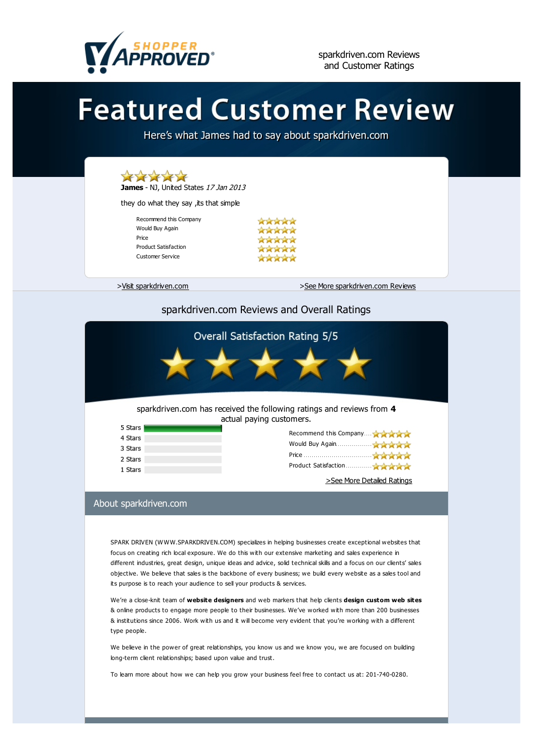SHOPPER APPROVED

sparkdriven.com Reviews and Customer Ratings

# Featured Customer Review

Here's what James had to say about sparkdriven.com

★★★★★

**James** - NJ, United States *17 Jan 2013*

they do what they say ,its that simple

| | |
|---|---|
| Recommend this Company | ★★★★★ |
| Would Buy Again | ★★★★★ |
| Price | ★★★★★ |
| Product Satisfaction | ★★★★★ |
| Customer Service | ★★★★★ |

>Visit sparkdriven.com

>See More sparkdriven.com Reviews

## sparkdriven.com Reviews and Overall Ratings

### Overall Satisfaction Rating 5/5

★★★★★

sparkdriven.com has received the following ratings and reviews from **4** actual paying customers.

| | |
|---|---|
| 5 Stars | |
| 4 Stars | |
| 3 Stars | |
| 2 Stars | |
| 1 Stars | |

| | |
|---|---|
| Recommend this Company | ★★★★★ |
| Would Buy Again | ★★★★★ |
| Price | ★★★★★ |
| Product Satisfaction | ★★★★★ |

>See More Detailed Ratings

## About sparkdriven.com

SPARK DRIVEN (WWW.SPARKDRIVEN.COM) specializes in helping businesses create exceptional websites that focus on creating rich local exposure. We do this with our extensive marketing and sales experience in different industries, great design, unique ideas and advice, solid technical skills and a focus on our clients' sales objective. We believe that sales is the backbone of every business; we build every website as a sales tool and its purpose is to reach your audience to sell your products & services.

We're a close-knit team of **website designers** and web markers that help clients **design custom web sites** & online products to engage more people to their businesses. We've worked with more than 200 businesses & institutions since 2006. Work with us and it will become very evident that you're working with a different type people.

We believe in the power of great relationships, you know us and we know you, we are focused on building long-term client relationships; based upon value and trust.

To learn more about how we can help you grow your business feel free to contact us at: 201-740-0280.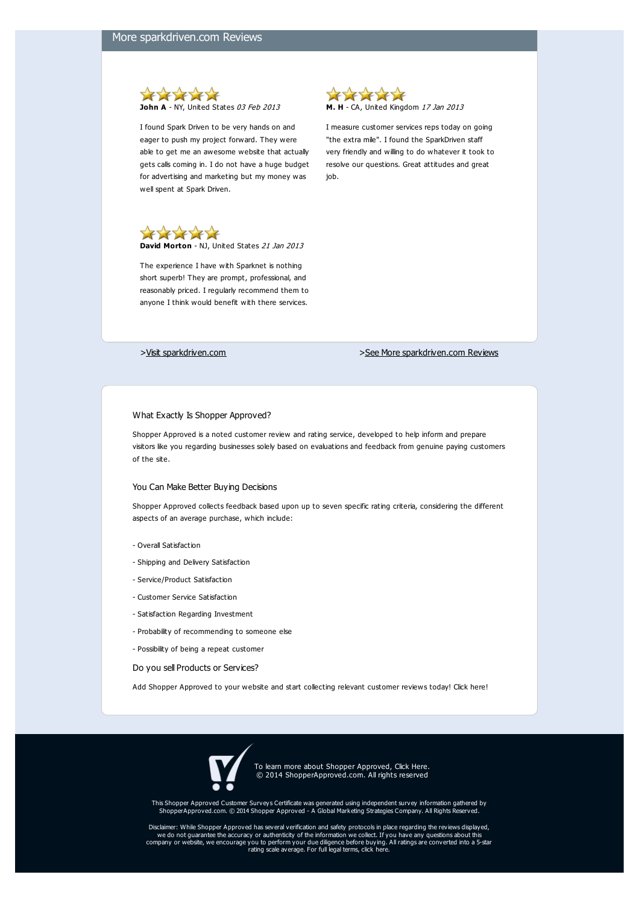## More sparkdriven.com Reviews

**John A** - NY, United States *03 Feb 2013*

I found Spark Driven to be very hands on and eager to push my project forward. They were able to get me an awesome website that actually gets calls coming in. I do not have a huge budget for advertising and marketing but my money was well spent at Spark Driven.

**M. H** - CA, United Kingdom *17 Jan 2013*

I measure customer services reps today on going "the extra mile". I found the SparkDriven staff very friendly and willing to do whatever it took to resolve our questions. Great attitudes and great job.

**David Morton** - NJ, United States *21 Jan 2013*

The experience I have with Sparknet is nothing short superb! They are prompt, professional, and reasonably priced. I regularly recommend them to anyone I think would benefit with there services.

>Visit sparkdriven.com

>See More sparkdriven.com Reviews

### What Exactly Is Shopper Approved?

Shopper Approved is a noted customer review and rating service, developed to help inform and prepare visitors like you regarding businesses solely based on evaluations and feedback from genuine paying customers of the site.

### You Can Make Better Buying Decisions

Shopper Approved collects feedback based upon up to seven specific rating criteria, considering the different aspects of an average purchase, which include:

- Overall Satisfaction
- Shipping and Delivery Satisfaction
- Service/Product Satisfaction
- Customer Service Satisfaction
- Satisfaction Regarding Investment
- Probability of recommending to someone else
- Possibility of being a repeat customer

### Do you sell Products or Services?

Add Shopper Approved to your website and start collecting relevant customer reviews today! Click here!

To learn more about Shopper Approved, Click Here.
© 2014 ShopperApproved.com. All rights reserved

This Shopper Approved Customer Surveys Certificate was generated using independent survey information gathered by ShopperApproved.com. © 2014 Shopper Approved - A Global Marketing Strategies Company. All Rights Reserved.

Disclaimer: While Shopper Approved has several verification and safety protocols in place regarding the reviews displayed, we do not guarantee the accuracy or authenticity of the information we collect. If you have any questions about this company or website, we encourage you to perform your due diligence before buying. All ratings are converted into a 5-star rating scale average. For full legal terms, click here.